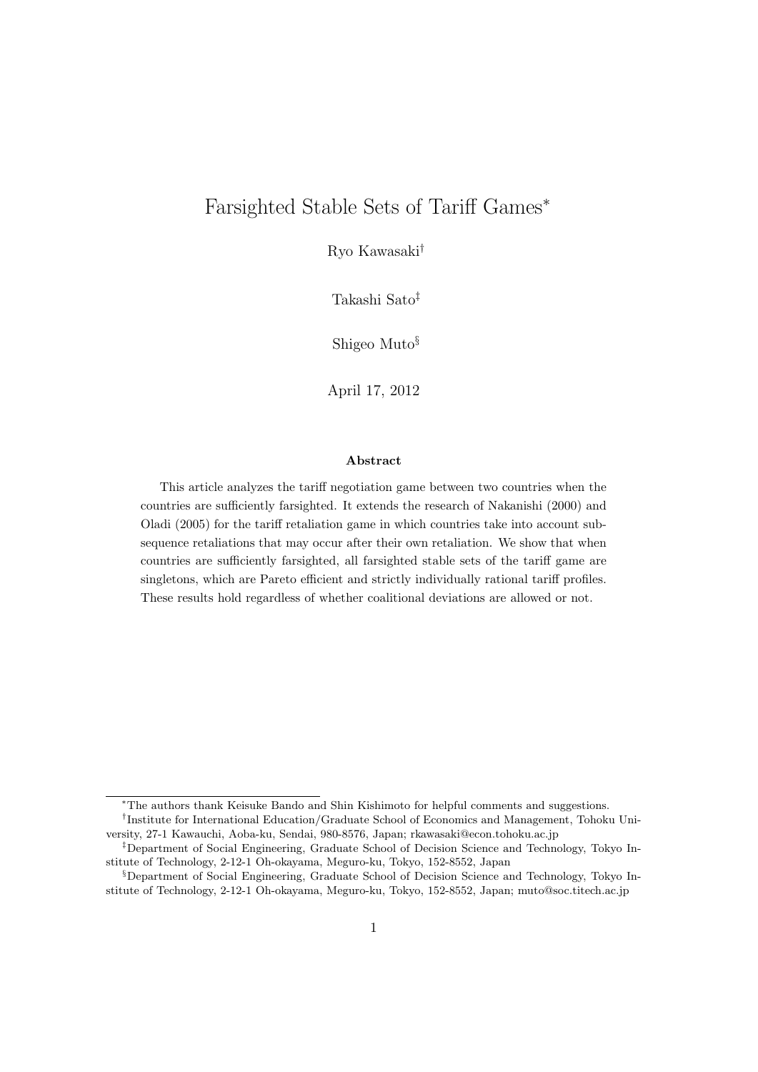# Farsighted Stable Sets of Tariff Games*

Ryo Kawasaki[†]

Takashi Sato[‡]

Shigeo Muto[§]

April 17, 2012

### Abstract

This article analyzes the tariff negotiation game between two countries when the countries are sufficiently farsighted. It extends the research of Nakanishi (2000) and Oladi (2005) for the tariff retaliation game in which countries take into account subsequence retaliations that may occur after their own retaliation. We show that when countries are sufficiently farsighted, all farsighted stable sets of the tariff game are singletons, which are Pareto efficient and strictly individually rational tariff profiles. These results hold regardless of whether coalitional deviations are allowed or not.

---

[*] The authors thank Keisuke Bando and Shin Kishimoto for helpful comments and suggestions.

[†] Institute for International Education/Graduate School of Economics and Management, Tohoku University, 27-1 Kawauchi, Aoba-ku, Sendai, 980-8576, Japan; rkawasaki@econ.tohoku.ac.jp

[‡] Department of Social Engineering, Graduate School of Decision Science and Technology, Tokyo Institute of Technology, 2-12-1 Oh-okayama, Meguro-ku, Tokyo, 152-8552, Japan

[§] Department of Social Engineering, Graduate School of Decision Science and Technology, Tokyo Institute of Technology, 2-12-1 Oh-okayama, Meguro-ku, Tokyo, 152-8552, Japan; muto@soc.titech.ac.jp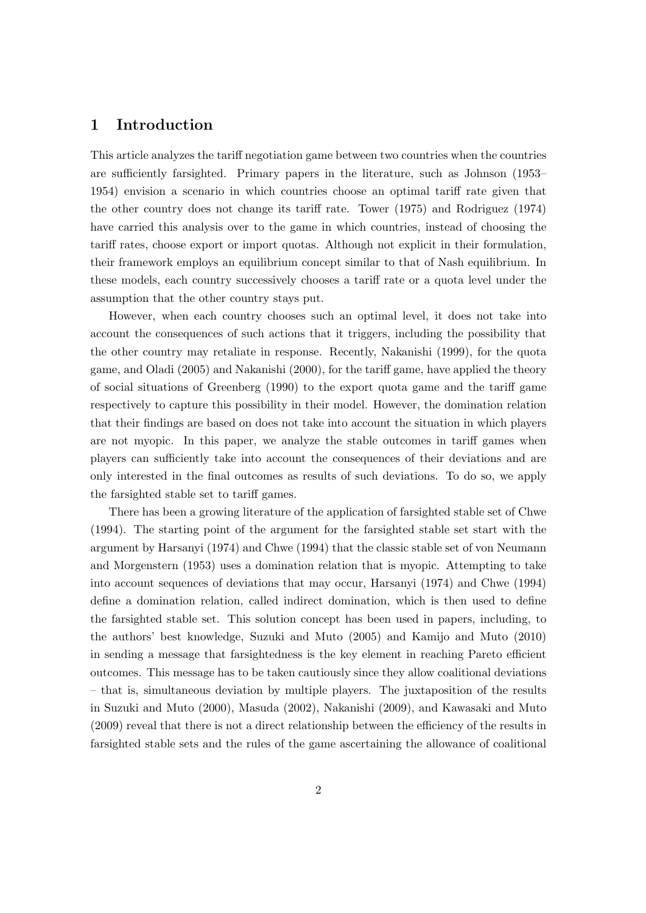# 1 Introduction

This article analyzes the tariff negotiation game between two countries when the countries are sufficiently farsighted. Primary papers in the literature, such as Johnson (1953–1954) envision a scenario in which countries choose an optimal tariff rate given that the other country does not change its tariff rate. Tower (1975) and Rodriguez (1974) have carried this analysis over to the game in which countries, instead of choosing the tariff rates, choose export or import quotas. Although not explicit in their formulation, their framework employs an equilibrium concept similar to that of Nash equilibrium. In these models, each country successively chooses a tariff rate or a quota level under the assumption that the other country stays put.

However, when each country chooses such an optimal level, it does not take into account the consequences of such actions that it triggers, including the possibility that the other country may retaliate in response. Recently, Nakanishi (1999), for the quota game, and Oladi (2005) and Nakanishi (2000), for the tariff game, have applied the theory of social situations of Greenberg (1990) to the export quota game and the tariff game respectively to capture this possibility in their model. However, the domination relation that their findings are based on does not take into account the situation in which players are not myopic. In this paper, we analyze the stable outcomes in tariff games when players can sufficiently take into account the consequences of their deviations and are only interested in the final outcomes as results of such deviations. To do so, we apply the farsighted stable set to tariff games.

There has been a growing literature of the application of farsighted stable set of Chwe (1994). The starting point of the argument for the farsighted stable set start with the argument by Harsanyi (1974) and Chwe (1994) that the classic stable set of von Neumann and Morgenstern (1953) uses a domination relation that is myopic. Attempting to take into account sequences of deviations that may occur, Harsanyi (1974) and Chwe (1994) define a domination relation, called indirect domination, which is then used to define the farsighted stable set. This solution concept has been used in papers, including, to the authors' best knowledge, Suzuki and Muto (2005) and Kamijo and Muto (2010) in sending a message that farsightedness is the key element in reaching Pareto efficient outcomes. This message has to be taken cautiously since they allow coalitional deviations – that is, simultaneous deviation by multiple players. The juxtaposition of the results in Suzuki and Muto (2000), Masuda (2002), Nakanishi (2009), and Kawasaki and Muto (2009) reveal that there is not a direct relationship between the efficiency of the results in farsighted stable sets and the rules of the game ascertaining the allowance of coalitional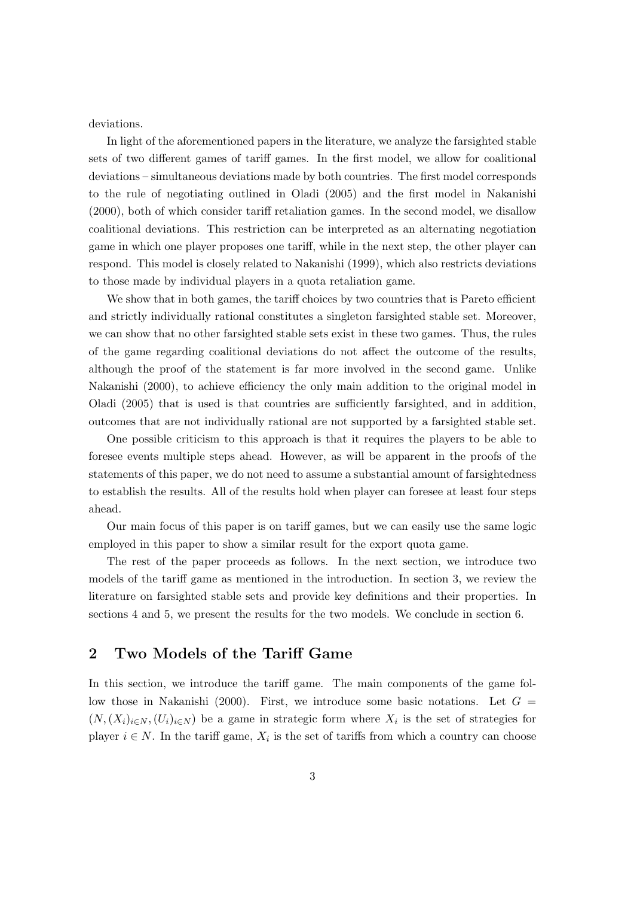deviations.

In light of the aforementioned papers in the literature, we analyze the farsighted stable sets of two different games of tariff games. In the first model, we allow for coalitional deviations – simultaneous deviations made by both countries. The first model corresponds to the rule of negotiating outlined in Oladi (2005) and the first model in Nakanishi (2000), both of which consider tariff retaliation games. In the second model, we disallow coalitional deviations. This restriction can be interpreted as an alternating negotiation game in which one player proposes one tariff, while in the next step, the other player can respond. This model is closely related to Nakanishi (1999), which also restricts deviations to those made by individual players in a quota retaliation game.

We show that in both games, the tariff choices by two countries that is Pareto efficient and strictly individually rational constitutes a singleton farsighted stable set. Moreover, we can show that no other farsighted stable sets exist in these two games. Thus, the rules of the game regarding coalitional deviations do not affect the outcome of the results, although the proof of the statement is far more involved in the second game. Unlike Nakanishi (2000), to achieve efficiency the only main addition to the original model in Oladi (2005) that is used is that countries are sufficiently farsighted, and in addition, outcomes that are not individually rational are not supported by a farsighted stable set.

One possible criticism to this approach is that it requires the players to be able to foresee events multiple steps ahead. However, as will be apparent in the proofs of the statements of this paper, we do not need to assume a substantial amount of farsightedness to establish the results. All of the results hold when player can foresee at least four steps ahead.

Our main focus of this paper is on tariff games, but we can easily use the same logic employed in this paper to show a similar result for the export quota game.

The rest of the paper proceeds as follows. In the next section, we introduce two models of the tariff game as mentioned in the introduction. In section 3, we review the literature on farsighted stable sets and provide key definitions and their properties. In sections 4 and 5, we present the results for the two models. We conclude in section 6.

## 2 Two Models of the Tariff Game

In this section, we introduce the tariff game. The main components of the game follow those in Nakanishi (2000). First, we introduce some basic notations. Let $G = (N, (X_i)_{i \in N}, (U_i)_{i \in N})$ be a game in strategic form where $X_i$ is the set of strategies for player $i \in N$. In the tariff game, $X_i$ is the set of tariffs from which a country can choose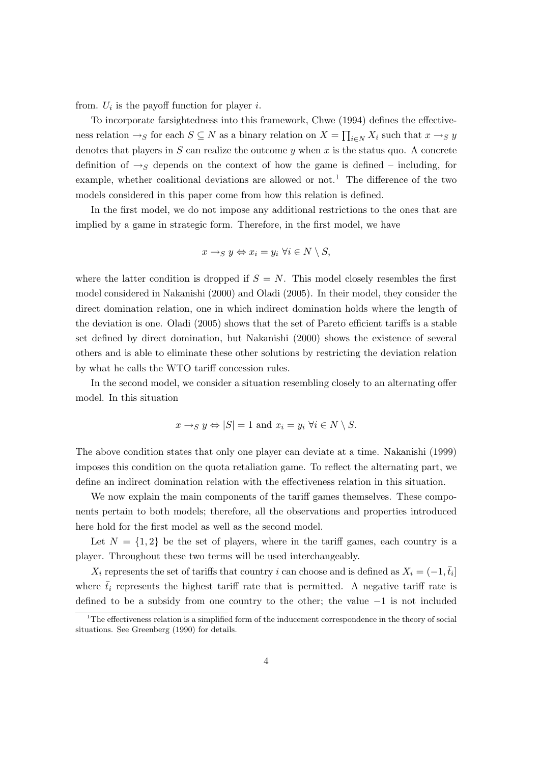from. $U_i$ is the payoff function for player $i$.

To incorporate farsightedness into this framework, Chwe (1994) defines the effectiveness relation $\rightarrow_S$ for each $S \subseteq N$ as a binary relation on $X = \prod_{i \in N} X_i$ such that $x \rightarrow_S y$ denotes that players in $S$ can realize the outcome $y$ when $x$ is the status quo. A concrete definition of $\rightarrow_S$ depends on the context of how the game is defined – including, for example, whether coalitional deviations are allowed or not.[1] The difference of the two models considered in this paper come from how this relation is defined.

In the first model, we do not impose any additional restrictions to the ones that are implied by a game in strategic form. Therefore, in the first model, we have

$$x \rightarrow_S y \Leftrightarrow x_i = y_i \ \forall i \in N \setminus S,$$

where the latter condition is dropped if $S = N$. This model closely resembles the first model considered in Nakanishi (2000) and Oladi (2005). In their model, they consider the direct domination relation, one in which indirect domination holds where the length of the deviation is one. Oladi (2005) shows that the set of Pareto efficient tariffs is a stable set defined by direct domination, but Nakanishi (2000) shows the existence of several others and is able to eliminate these other solutions by restricting the deviation relation by what he calls the WTO tariff concession rules.

In the second model, we consider a situation resembling closely to an alternating offer model. In this situation

$$x \rightarrow_S y \Leftrightarrow |S| = 1 \text{ and } x_i = y_i \ \forall i \in N \setminus S.$$

The above condition states that only one player can deviate at a time. Nakanishi (1999) imposes this condition on the quota retaliation game. To reflect the alternating part, we define an indirect domination relation with the effectiveness relation in this situation.

We now explain the main components of the tariff games themselves. These components pertain to both models; therefore, all the observations and properties introduced here hold for the first model as well as the second model.

Let $N = \{1, 2\}$ be the set of players, where in the tariff games, each country is a player. Throughout these two terms will be used interchangeably.

$X_i$ represents the set of tariffs that country $i$ can choose and is defined as $X_i = (-1, \bar{t}_i]$ where $\bar{t}_i$ represents the highest tariff rate that is permitted. A negative tariff rate is defined to be a subsidy from one country to the other; the value $-1$ is not included

[1] The effectiveness relation is a simplified form of the inducement correspondence in the theory of social situations. See Greenberg (1990) for details.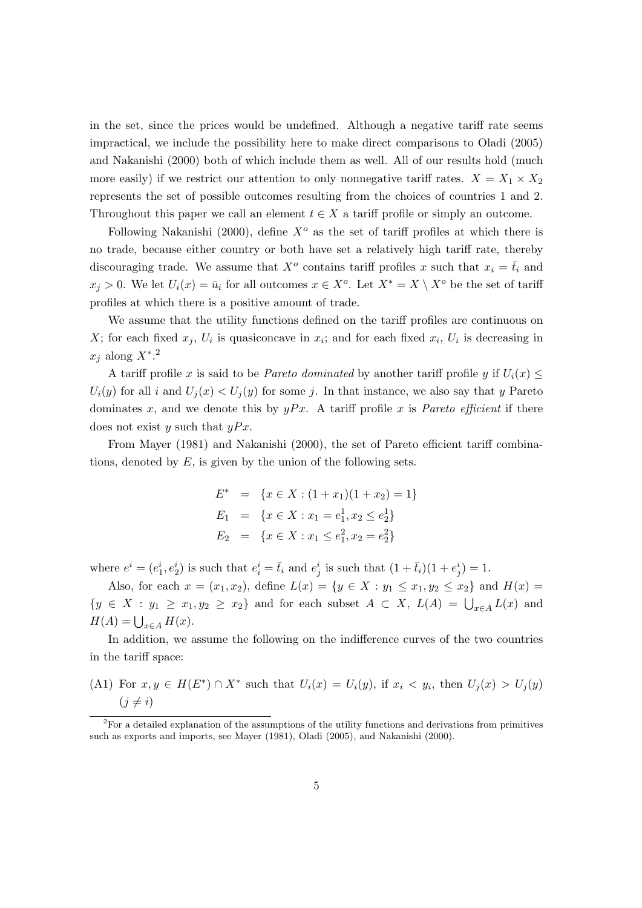in the set, since the prices would be undefined. Although a negative tariff rate seems impractical, we include the possibility here to make direct comparisons to Oladi (2005) and Nakanishi (2000) both of which include them as well. All of our results hold (much more easily) if we restrict our attention to only nonnegative tariff rates. $X = X_1 \times X_2$ represents the set of possible outcomes resulting from the choices of countries 1 and 2. Throughout this paper we call an element $t \in X$ a tariff profile or simply an outcome.

Following Nakanishi (2000), define $X^o$ as the set of tariff profiles at which there is no trade, because either country or both have set a relatively high tariff rate, thereby discouraging trade. We assume that $X^o$ contains tariff profiles $x$ such that $x_i = \bar{t}_i$ and $x_j > 0$. We let $U_i(x) = \bar{u}_i$ for all outcomes $x \in X^o$. Let $X^* = X \setminus X^o$ be the set of tariff profiles at which there is a positive amount of trade.

We assume that the utility functions defined on the tariff profiles are continuous on $X$; for each fixed $x_j$, $U_i$ is quasiconcave in $x_i$; and for each fixed $x_i$, $U_i$ is decreasing in $x_j$ along $X^*$.[2]

A tariff profile $x$ is said to be *Pareto dominated* by another tariff profile $y$ if $U_i(x) \leq U_i(y)$ for all $i$ and $U_j(x) < U_j(y)$ for some $j$. In that instance, we also say that $y$ Pareto dominates $x$, and we denote this by $yPx$. A tariff profile $x$ is *Pareto efficient* if there does not exist $y$ such that $yPx$.

From Mayer (1981) and Nakanishi (2000), the set of Pareto efficient tariff combinations, denoted by $E$, is given by the union of the following sets.

$$
\begin{aligned}
E^* &= \{x \in X : (1 + x_1)(1 + x_2) = 1\} \\
E_1 &= \{x \in X : x_1 = e_1^1, x_2 \leq e_2^1\} \\
E_2 &= \{x \in X : x_1 \leq e_1^2, x_2 = e_2^2\}
\end{aligned}
$$

where $e^i = (e_1^i, e_2^i)$ is such that $e_i^i = \bar{t}_i$ and $e_j^i$ is such that $(1 + \bar{t}_i)(1 + e_j^i) = 1$.

Also, for each $x = (x_1, x_2)$, define $L(x) = \{y \in X : y_1 \leq x_1, y_2 \leq x_2\}$ and $H(x) = \{y \in X : y_1 \geq x_1, y_2 \geq x_2\}$ and for each subset $A \subset X$, $L(A) = \bigcup_{x \in A} L(x)$ and $H(A) = \bigcup_{x \in A} H(x)$.

In addition, we assume the following on the indifference curves of the two countries in the tariff space:

(A1) For $x, y \in H(E^*) \cap X^*$ such that $U_i(x) = U_i(y)$, if $x_i < y_i$, then $U_j(x) > U_j(y)$ $(j \neq i)$

[2] For a detailed explanation of the assumptions of the utility functions and derivations from primitives such as exports and imports, see Mayer (1981), Oladi (2005), and Nakanishi (2000).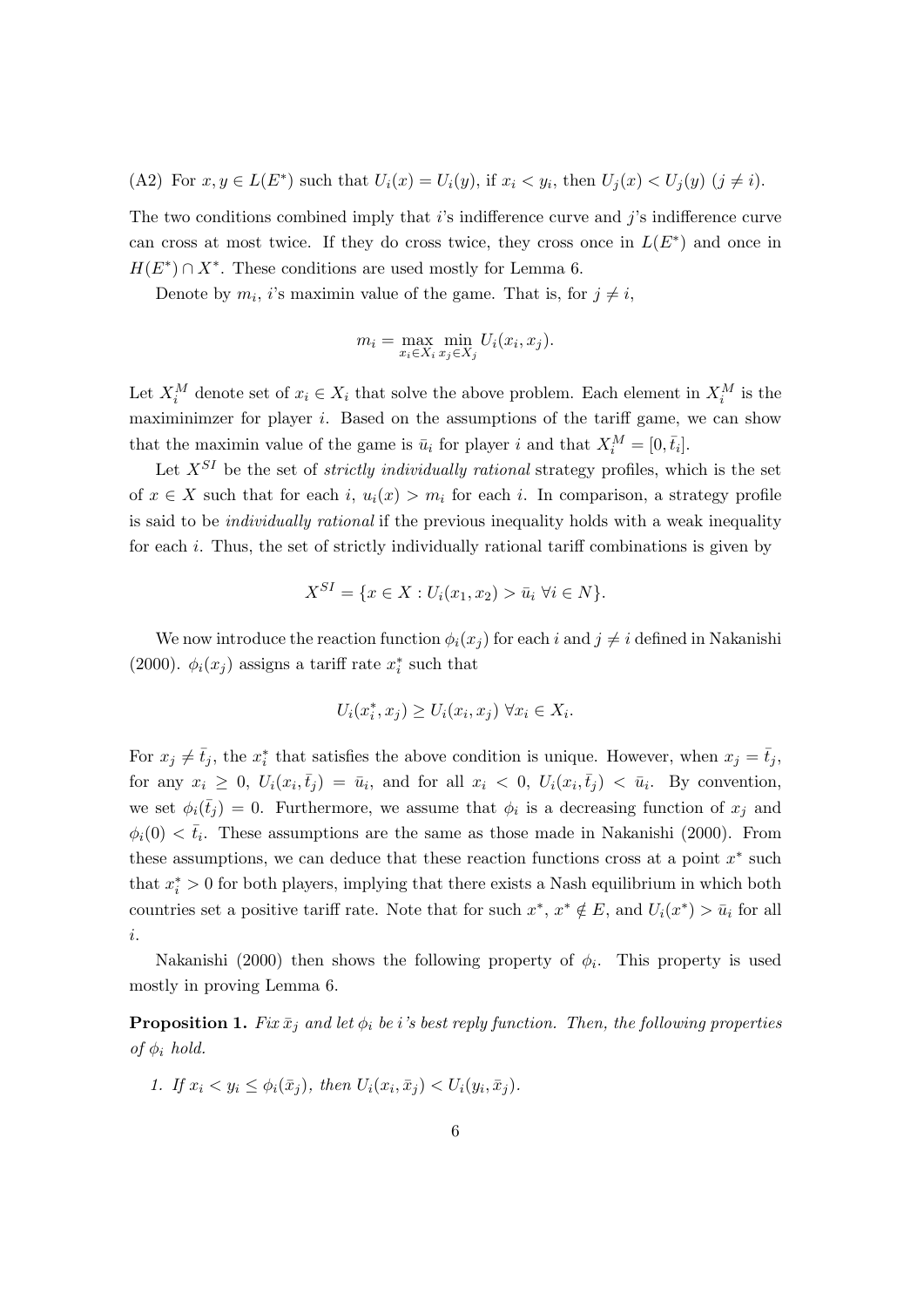(A2) For $x, y \in L(E^*)$ such that $U_i(x) = U_i(y)$, if $x_i < y_i$, then $U_j(x) < U_j(y)$ $(j \neq i)$.

The two conditions combined imply that $i$'s indifference curve and $j$'s indifference curve can cross at most twice. If they do cross twice, they cross once in $L(E^*)$ and once in $H(E^*) \cap X^*$. These conditions are used mostly for Lemma 6.

Denote by $m_i$, $i$'s maximin value of the game. That is, for $j \neq i$,

$$m_i = \max_{x_i \in X_i} \min_{x_j \in X_j} U_i(x_i, x_j).$$

Let $X_i^M$ denote set of $x_i \in X_i$ that solve the above problem. Each element in $X_i^M$ is the maximinimzer for player $i$. Based on the assumptions of the tariff game, we can show that the maximin value of the game is $\bar{u}_i$ for player $i$ and that $X_i^M = [0, \bar{t}_i]$.

Let $X^{SI}$ be the set of *strictly individually rational* strategy profiles, which is the set of $x \in X$ such that for each $i$, $u_i(x) > m_i$ for each $i$. In comparison, a strategy profile is said to be *individually rational* if the previous inequality holds with a weak inequality for each $i$. Thus, the set of strictly individually rational tariff combinations is given by

$$X^{SI} = \{x \in X : U_i(x_1, x_2) > \bar{u}_i \ \forall i \in N\}.$$

We now introduce the reaction function $\phi_i(x_j)$ for each $i$ and $j \neq i$ defined in Nakanishi (2000). $\phi_i(x_j)$ assigns a tariff rate $x_i^*$ such that

$$U_i(x_i^*, x_j) \geq U_i(x_i, x_j) \ \forall x_i \in X_i.$$

For $x_j \neq \bar{t}_j$, the $x_i^*$ that satisfies the above condition is unique. However, when $x_j = \bar{t}_j$, for any $x_i \geq 0$, $U_i(x_i, \bar{t}_j) = \bar{u}_i$, and for all $x_i < 0$, $U_i(x_i, \bar{t}_j) < \bar{u}_i$. By convention, we set $\phi_i(\bar{t}_j) = 0$. Furthermore, we assume that $\phi_i$ is a decreasing function of $x_j$ and $\phi_i(0) < \bar{t}_i$. These assumptions are the same as those made in Nakanishi (2000). From these assumptions, we can deduce that these reaction functions cross at a point $x^*$ such that $x_i^* > 0$ for both players, implying that there exists a Nash equilibrium in which both countries set a positive tariff rate. Note that for such $x^*$, $x^* \notin E$, and $U_i(x^*) > \bar{u}_i$ for all $i$.

Nakanishi (2000) then shows the following property of $\phi_i$. This property is used mostly in proving Lemma 6.

**Proposition 1.** *Fix $\bar{x}_j$ and let $\phi_i$ be i's best reply function. Then, the following properties of $\phi_i$ hold.*

1. *If $x_i < y_i \leq \phi_i(\bar{x}_j)$, then $U_i(x_i, \bar{x}_j) < U_i(y_i, \bar{x}_j)$.*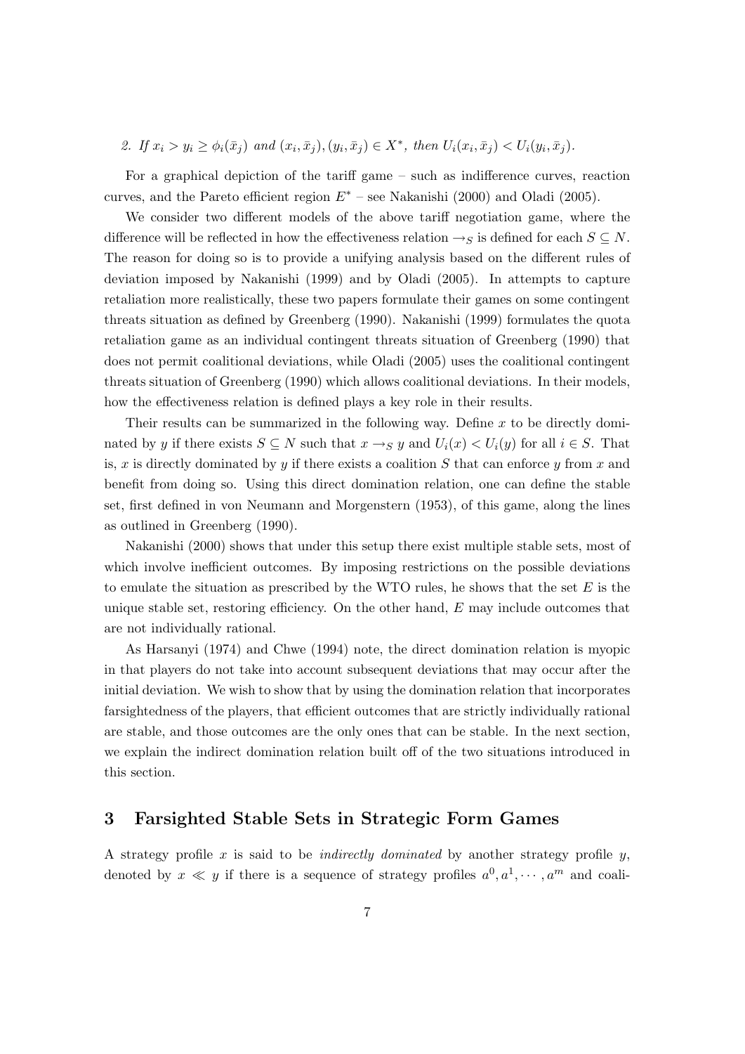2. If $x_i > y_i \geq \phi_i(\bar{x}_j)$ and $(x_i, \bar{x}_j), (y_i, \bar{x}_j) \in X^*$, then $U_i(x_i, \bar{x}_j) < U_i(y_i, \bar{x}_j)$.

For a graphical depiction of the tariff game – such as indifference curves, reaction curves, and the Pareto efficient region $E^*$ – see Nakanishi (2000) and Oladi (2005).

We consider two different models of the above tariff negotiation game, where the difference will be reflected in how the effectiveness relation $\rightarrow_S$ is defined for each $S \subseteq N$. The reason for doing so is to provide a unifying analysis based on the different rules of deviation imposed by Nakanishi (1999) and by Oladi (2005). In attempts to capture retaliation more realistically, these two papers formulate their games on some contingent threats situation as defined by Greenberg (1990). Nakanishi (1999) formulates the quota retaliation game as an individual contingent threats situation of Greenberg (1990) that does not permit coalitional deviations, while Oladi (2005) uses the coalitional contingent threats situation of Greenberg (1990) which allows coalitional deviations. In their models, how the effectiveness relation is defined plays a key role in their results.

Their results can be summarized in the following way. Define $x$ to be directly dominated by $y$ if there exists $S \subseteq N$ such that $x \rightarrow_S y$ and $U_i(x) < U_i(y)$ for all $i \in S$. That is, $x$ is directly dominated by $y$ if there exists a coalition $S$ that can enforce $y$ from $x$ and benefit from doing so. Using this direct domination relation, one can define the stable set, first defined in von Neumann and Morgenstern (1953), of this game, along the lines as outlined in Greenberg (1990).

Nakanishi (2000) shows that under this setup there exist multiple stable sets, most of which involve inefficient outcomes. By imposing restrictions on the possible deviations to emulate the situation as prescribed by the WTO rules, he shows that the set $E$ is the unique stable set, restoring efficiency. On the other hand, $E$ may include outcomes that are not individually rational.

As Harsanyi (1974) and Chwe (1994) note, the direct domination relation is myopic in that players do not take into account subsequent deviations that may occur after the initial deviation. We wish to show that by using the domination relation that incorporates farsightedness of the players, that efficient outcomes that are strictly individually rational are stable, and those outcomes are the only ones that can be stable. In the next section, we explain the indirect domination relation built off of the two situations introduced in this section.

## 3 Farsighted Stable Sets in Strategic Form Games

A strategy profile $x$ is said to be *indirectly dominated* by another strategy profile $y$, denoted by $x \ll y$ if there is a sequence of strategy profiles $a^0, a^1, \cdots, a^m$ and coali-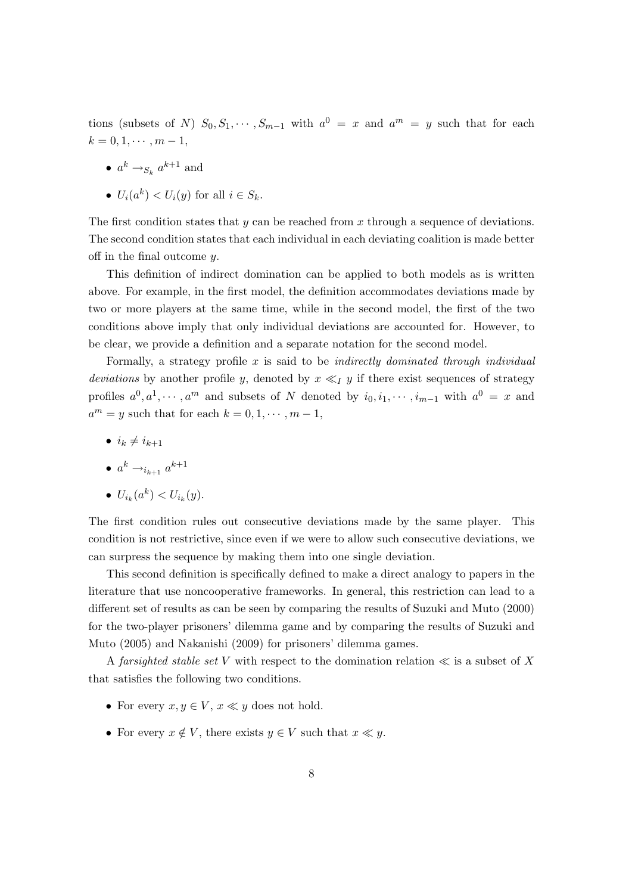tions (subsets of $N$) $S_0, S_1, \cdots, S_{m-1}$ with $a^0 = x$ and $a^m = y$ such that for each $k = 0, 1, \cdots, m-1$,

- $a^k \rightarrow_{S_k} a^{k+1}$ and
- $U_i(a^k) < U_i(y)$ for all $i \in S_k$.

The first condition states that $y$ can be reached from $x$ through a sequence of deviations. The second condition states that each individual in each deviating coalition is made better off in the final outcome $y$.

This definition of indirect domination can be applied to both models as is written above. For example, in the first model, the definition accommodates deviations made by two or more players at the same time, while in the second model, the first of the two conditions above imply that only individual deviations are accounted for. However, to be clear, we provide a definition and a separate notation for the second model.

Formally, a strategy profile $x$ is said to be *indirectly dominated through individual deviations* by another profile $y$, denoted by $x \ll_I y$ if there exist sequences of strategy profiles $a^0, a^1, \cdots, a^m$ and subsets of $N$ denoted by $i_0, i_1, \cdots, i_{m-1}$ with $a^0 = x$ and $a^m = y$ such that for each $k = 0, 1, \cdots, m-1$,

- $i_k \neq i_{k+1}$
- $a^k \rightarrow_{i_{k+1}} a^{k+1}$
- $U_{i_k}(a^k) < U_{i_k}(y)$.

The first condition rules out consecutive deviations made by the same player. This condition is not restrictive, since even if we were to allow such consecutive deviations, we can surpress the sequence by making them into one single deviation.

This second definition is specifically defined to make a direct analogy to papers in the literature that use noncooperative frameworks. In general, this restriction can lead to a different set of results as can be seen by comparing the results of Suzuki and Muto (2000) for the two-player prisoners' dilemma game and by comparing the results of Suzuki and Muto (2005) and Nakanishi (2009) for prisoners' dilemma games.

A *farsighted stable set* $V$ with respect to the domination relation $\ll$ is a subset of $X$ that satisfies the following two conditions.

- For every $x, y \in V$, $x \ll y$ does not hold.
- For every $x \notin V$, there exists $y \in V$ such that $x \ll y$.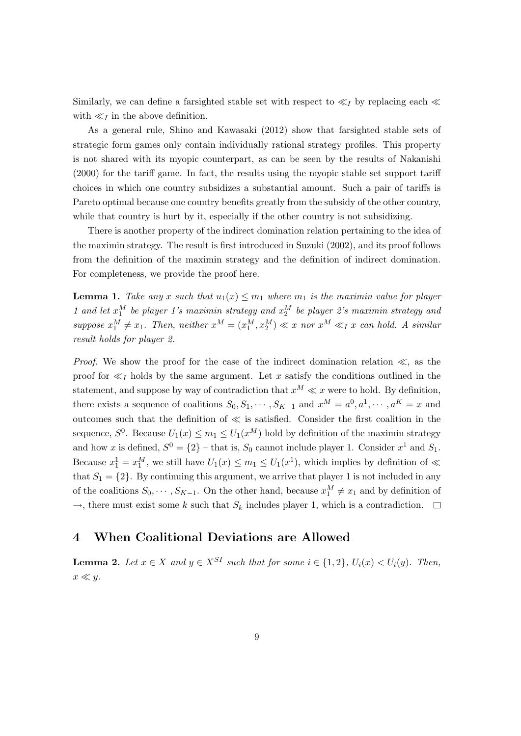Similarly, we can define a farsighted stable set with respect to $\ll_I$ by replacing each $\ll$ with $\ll_I$ in the above definition.

As a general rule, Shino and Kawasaki (2012) show that farsighted stable sets of strategic form games only contain individually rational strategy profiles. This property is not shared with its myopic counterpart, as can be seen by the results of Nakanishi (2000) for the tariff game. In fact, the results using the myopic stable set support tariff choices in which one country subsidizes a substantial amount. Such a pair of tariffs is Pareto optimal because one country benefits greatly from the subsidy of the other country, while that country is hurt by it, especially if the other country is not subsidizing.

There is another property of the indirect domination relation pertaining to the idea of the maximin strategy. The result is first introduced in Suzuki (2002), and its proof follows from the definition of the maximin strategy and the definition of indirect domination. For completeness, we provide the proof here.

**Lemma 1.** *Take any $x$ such that $u_1(x) \leq m_1$ where $m_1$ is the maximin value for player 1 and let $x_1^M$ be player 1's maximin strategy and $x_2^M$ be player 2's maximin strategy and suppose $x_1^M \neq x_1$. Then, neither $x^M = (x_1^M, x_2^M) \ll x$ nor $x^M \ll_I x$ can hold. A similar result holds for player 2.*

*Proof.* We show the proof for the case of the indirect domination relation $\ll$, as the proof for $\ll_I$ holds by the same argument. Let $x$ satisfy the conditions outlined in the statement, and suppose by way of contradiction that $x^M \ll x$ were to hold. By definition, there exists a sequence of coalitions $S_0, S_1, \cdots, S_{K-1}$ and $x^M = a^0, a^1, \cdots, a^K = x$ and outcomes such that the definition of $\ll$ is satisfied. Consider the first coalition in the sequence, $S^0$. Because $U_1(x) \leq m_1 \leq U_1(x^M)$ hold by definition of the maximin strategy and how $x$ is defined, $S^0 = \{2\}$ – that is, $S_0$ cannot include player 1. Consider $x^1$ and $S_1$. Because $x_1^1 = x_1^M$, we still have $U_1(x) \leq m_1 \leq U_1(x^1)$, which implies by definition of $\ll$ that $S_1 = \{2\}$. By continuing this argument, we arrive that player 1 is not included in any of the coalitions $S_0, \cdots, S_{K-1}$. On the other hand, because $x_1^M \neq x_1$ and by definition of $\rightarrow$, there must exist some $k$ such that $S_k$ includes player 1, which is a contradiction. $\square$

## 4 When Coalitional Deviations are Allowed

**Lemma 2.** *Let $x \in X$ and $y \in X^{SI}$ such that for some $i \in \{1, 2\}$, $U_i(x) < U_i(y)$. Then, $x \ll y$.*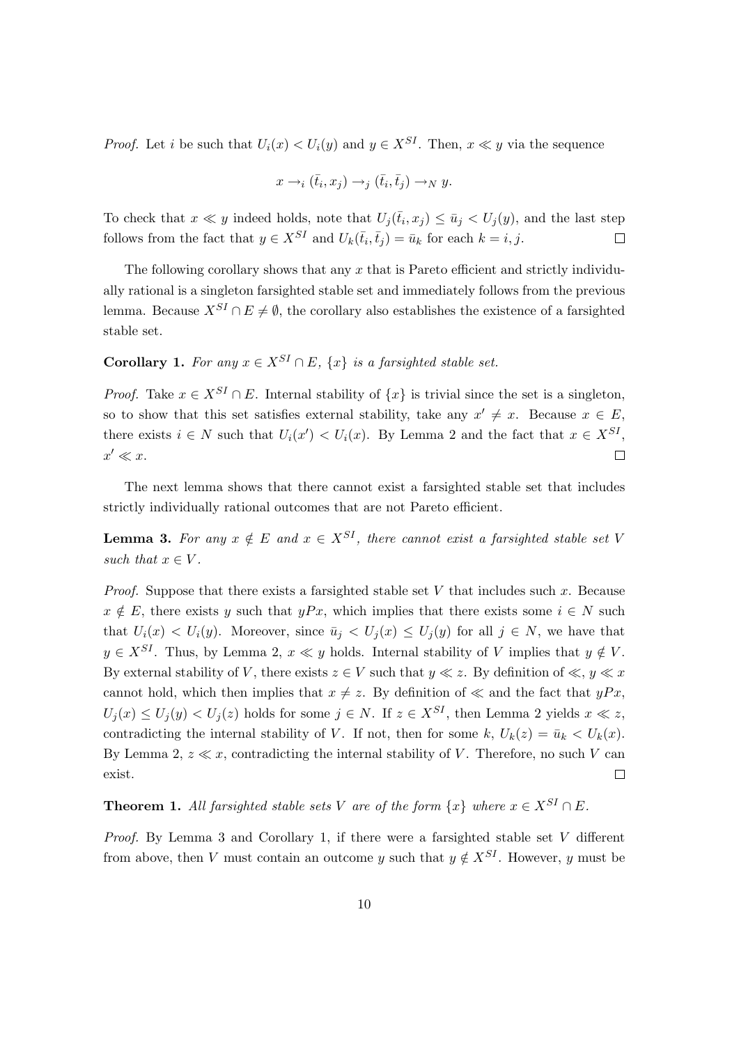*Proof.* Let $i$ be such that $U_i(x) < U_i(y)$ and $y \in X^{SI}$. Then, $x \ll y$ via the sequence

$$x \to_i (\bar{t}_i, x_j) \to_j (\bar{t}_i, \bar{t}_j) \to_N y.$$

To check that $x \ll y$ indeed holds, note that $U_j(\bar{t}_i, x_j) \leq \bar{u}_j < U_j(y)$, and the last step follows from the fact that $y \in X^{SI}$ and $U_k(\bar{t}_i, \bar{t}_j) = \bar{u}_k$ for each $k = i, j$. $\square$

The following corollary shows that any $x$ that is Pareto efficient and strictly individually rational is a singleton farsighted stable set and immediately follows from the previous lemma. Because $X^{SI} \cap E \neq \emptyset$, the corollary also establishes the existence of a farsighted stable set.

**Corollary 1.** *For any $x \in X^{SI} \cap E$, $\{x\}$ is a farsighted stable set.*

*Proof.* Take $x \in X^{SI} \cap E$. Internal stability of $\{x\}$ is trivial since the set is a singleton, so to show that this set satisfies external stability, take any $x' \neq x$. Because $x \in E$, there exists $i \in N$ such that $U_i(x') < U_i(x)$. By Lemma 2 and the fact that $x \in X^{SI}$, $x' \ll x$. $\square$

The next lemma shows that there cannot exist a farsighted stable set that includes strictly individually rational outcomes that are not Pareto efficient.

**Lemma 3.** *For any $x \notin E$ and $x \in X^{SI}$, there cannot exist a farsighted stable set $V$ such that $x \in V$.*

*Proof.* Suppose that there exists a farsighted stable set $V$ that includes such $x$. Because $x \notin E$, there exists $y$ such that $yPx$, which implies that there exists some $i \in N$ such that $U_i(x) < U_i(y)$. Moreover, since $\bar{u}_j < U_j(x) \leq U_j(y)$ for all $j \in N$, we have that $y \in X^{SI}$. Thus, by Lemma 2, $x \ll y$ holds. Internal stability of $V$ implies that $y \notin V$. By external stability of $V$, there exists $z \in V$ such that $y \ll z$. By definition of $\ll$, $y \ll x$ cannot hold, which then implies that $x \neq z$. By definition of $\ll$ and the fact that $yPx$, $U_j(x) \leq U_j(y) < U_j(z)$ holds for some $j \in N$. If $z \in X^{SI}$, then Lemma 2 yields $x \ll z$, contradicting the internal stability of $V$. If not, then for some $k$, $U_k(z) = \bar{u}_k < U_k(x)$. By Lemma 2, $z \ll x$, contradicting the internal stability of $V$. Therefore, no such $V$ can exist. $\square$

**Theorem 1.** *All farsighted stable sets $V$ are of the form $\{x\}$ where $x \in X^{SI} \cap E$.*

*Proof.* By Lemma 3 and Corollary 1, if there were a farsighted stable set $V$ different from above, then $V$ must contain an outcome $y$ such that $y \notin X^{SI}$. However, $y$ must be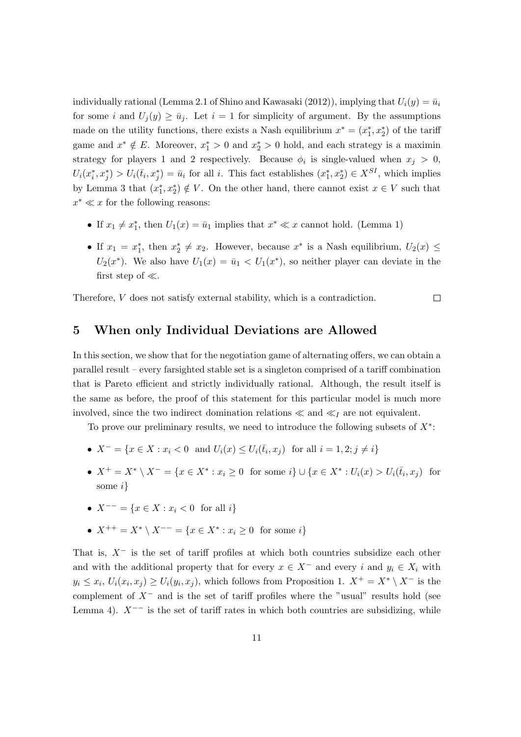individually rational (Lemma 2.1 of Shino and Kawasaki (2012)), implying that $U_i(y) = \bar{u}_i$ for some $i$ and $U_j(y) \geq \bar{u}_j$. Let $i = 1$ for simplicity of argument. By the assumptions made on the utility functions, there exists a Nash equilibrium $x^* = (x_1^*, x_2^*)$ of the tariff game and $x^* \notin E$. Moreover, $x_1^* > 0$ and $x_2^* > 0$ hold, and each strategy is a maximin strategy for players 1 and 2 respectively. Because $\phi_i$ is single-valued when $x_j > 0$, $U_i(x_i^*, x_j^*) > U_i(\bar{t}_i, x_j^*) = \bar{u}_i$ for all $i$. This fact establishes $(x_1^*, x_2^*) \in X^{SI}$, which implies by Lemma 3 that $(x_1^*, x_2^*) \notin V$. On the other hand, there cannot exist $x \in V$ such that $x^* \ll x$ for the following reasons:

- If $x_1 \neq x_1^*$, then $U_1(x) = \bar{u}_1$ implies that $x^* \ll x$ cannot hold. (Lemma 1)
- If $x_1 = x_1^*$, then $x_2^* \neq x_2$. However, because $x^*$ is a Nash equilibrium, $U_2(x) \leq U_2(x^*)$. We also have $U_1(x) = \bar{u}_1 < U_1(x^*)$, so neither player can deviate in the first step of $\ll$.

Therefore, $V$ does not satisfy external stability, which is a contradiction. $\square$

## 5 When only Individual Deviations are Allowed

In this section, we show that for the negotiation game of alternating offers, we can obtain a parallel result – every farsighted stable set is a singleton comprised of a tariff combination that is Pareto efficient and strictly individually rational. Although, the result itself is the same as before, the proof of this statement for this particular model is much more involved, since the two indirect domination relations $\ll$ and $\ll_I$ are not equivalent.

To prove our preliminary results, we need to introduce the following subsets of $X^*$:

- $X^- = \{x \in X : x_i < 0 \text{ and } U_i(x) \leq U_i(\bar{t}_i, x_j) \text{ for all } i = 1, 2; j \neq i\}$
- $X^+ = X^* \setminus X^- = \{x \in X^* : x_i \geq 0 \text{ for some } i\} \cup \{x \in X^* : U_i(x) > U_i(\bar{t}_i, x_j) \text{ for some } i\}$
- $X^{--} = \{x \in X : x_i < 0 \text{ for all } i\}$
- $X^{++} = X^* \setminus X^{--} = \{x \in X^* : x_i \geq 0 \text{ for some } i\}$

That is, $X^-$ is the set of tariff profiles at which both countries subsidize each other and with the additional property that for every $x \in X^-$ and every $i$ and $y_i \in X_i$ with $y_i \leq x_i$, $U_i(x_i, x_j) \geq U_i(y_i, x_j)$, which follows from Proposition 1. $X^+ = X^* \setminus X^-$ is the complement of $X^-$ and is the set of tariff profiles where the "usual" results hold (see Lemma 4). $X^{--}$ is the set of tariff rates in which both countries are subsidizing, while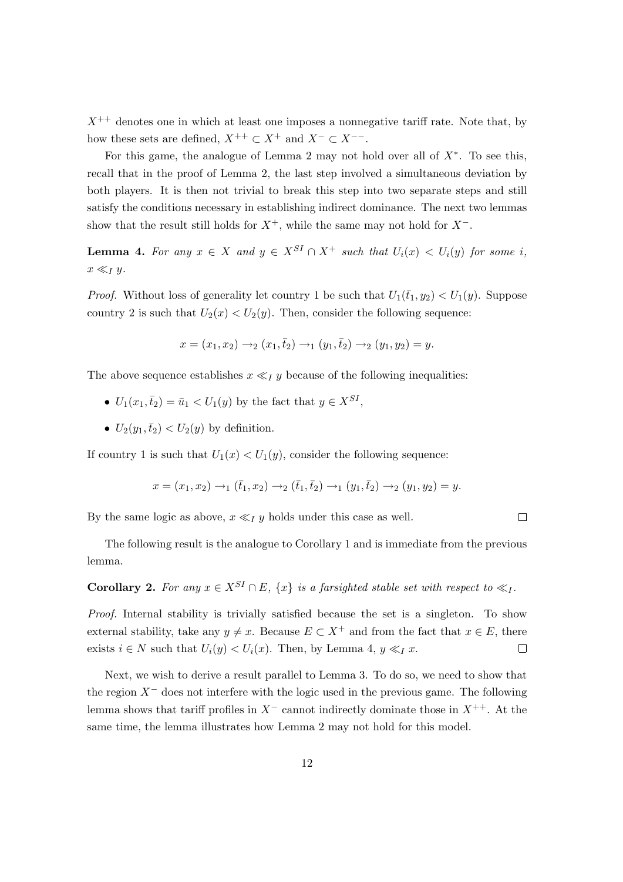$X^{++}$ denotes one in which at least one imposes a nonnegative tariff rate. Note that, by how these sets are defined, $X^{++} \subset X^{+}$ and $X^{-} \subset X^{--}$.

For this game, the analogue of Lemma 2 may not hold over all of $X^*$. To see this, recall that in the proof of Lemma 2, the last step involved a simultaneous deviation by both players. It is then not trivial to break this step into two separate steps and still satisfy the conditions necessary in establishing indirect dominance. The next two lemmas show that the result still holds for $X^{+}$, while the same may not hold for $X^{-}$.

**Lemma 4.** *For any $x \in X$ and $y \in X^{SI} \cap X^{+}$ such that $U_i(x) < U_i(y)$ for some $i$, $x \ll_I y$.*

*Proof.* Without loss of generality let country 1 be such that $U_1(\bar{t}_1, y_2) < U_1(y)$. Suppose country 2 is such that $U_2(x) < U_2(y)$. Then, consider the following sequence:

$$x = (x_1, x_2) \rightarrow_2 (x_1, \bar{t}_2) \rightarrow_1 (y_1, \bar{t}_2) \rightarrow_2 (y_1, y_2) = y.$$

The above sequence establishes $x \ll_I y$ because of the following inequalities:

- $U_1(x_1, \bar{t}_2) = \bar{u}_1 < U_1(y)$ by the fact that $y \in X^{SI}$,
- $U_2(y_1, \bar{t}_2) < U_2(y)$ by definition.

If country 1 is such that $U_1(x) < U_1(y)$, consider the following sequence:

$$x = (x_1, x_2) \rightarrow_1 (\bar{t}_1, x_2) \rightarrow_2 (\bar{t}_1, \bar{t}_2) \rightarrow_1 (y_1, \bar{t}_2) \rightarrow_2 (y_1, y_2) = y.$$

By the same logic as above, $x \ll_I y$ holds under this case as well. $\square$

The following result is the analogue to Corollary 1 and is immediate from the previous lemma.

**Corollary 2.** *For any $x \in X^{SI} \cap E$, $\{x\}$ is a farsighted stable set with respect to $\ll_I$.*

*Proof.* Internal stability is trivially satisfied because the set is a singleton. To show external stability, take any $y \neq x$. Because $E \subset X^{+}$ and from the fact that $x \in E$, there exists $i \in N$ such that $U_i(y) < U_i(x)$. Then, by Lemma 4, $y \ll_I x$. $\square$

Next, we wish to derive a result parallel to Lemma 3. To do so, we need to show that the region $X^{-}$ does not interfere with the logic used in the previous game. The following lemma shows that tariff profiles in $X^{-}$ cannot indirectly dominate those in $X^{++}$. At the same time, the lemma illustrates how Lemma 2 may not hold for this model.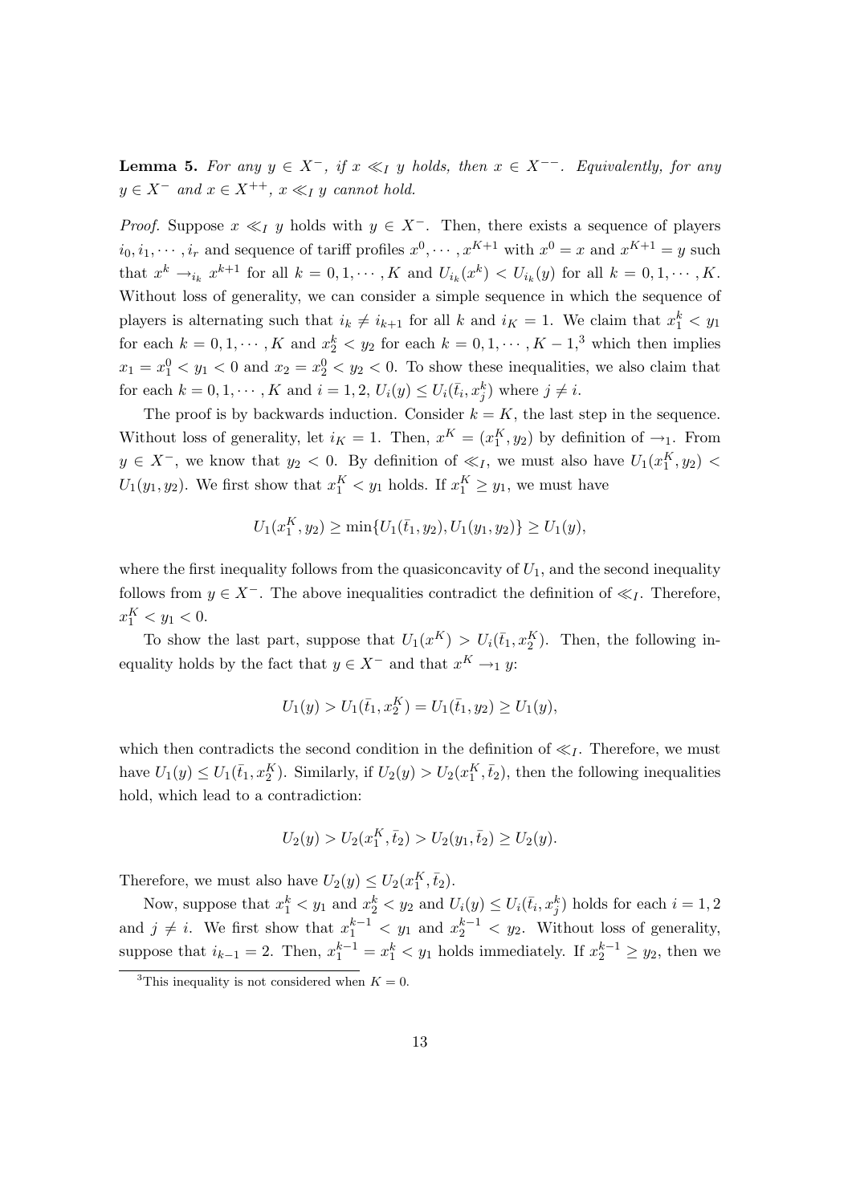**Lemma 5.** *For any $y \in X^-$, if $x \ll_I y$ holds, then $x \in X^{--}$. Equivalently, for any $y \in X^-$ and $x \in X^{++}$, $x \ll_I y$ cannot hold.*

*Proof.* Suppose $x \ll_I y$ holds with $y \in X^-$. Then, there exists a sequence of players $i_0, i_1, \cdots, i_r$ and sequence of tariff profiles $x^0, \cdots, x^{K+1}$ with $x^0 = x$ and $x^{K+1} = y$ such that $x^k \rightarrow_{i_k} x^{k+1}$ for all $k = 0, 1, \cdots, K$ and $U_{i_k}(x^k) < U_{i_k}(y)$ for all $k = 0, 1, \cdots, K$. Without loss of generality, we can consider a simple sequence in which the sequence of players is alternating such that $i_k \neq i_{k+1}$ for all $k$ and $i_K = 1$. We claim that $x_1^k < y_1$ for each $k = 0, 1, \cdots, K$ and $x_2^k < y_2$ for each $k = 0, 1, \cdots, K-1$,[3] which then implies $x_1 = x_1^0 < y_1 < 0$ and $x_2 = x_2^0 < y_2 < 0$. To show these inequalities, we also claim that for each $k = 0, 1, \cdots, K$ and $i = 1, 2$, $U_i(y) \leq U_i(\bar{t}_i, x_j^k)$ where $j \neq i$.

The proof is by backwards induction. Consider $k = K$, the last step in the sequence. Without loss of generality, let $i_K = 1$. Then, $x^K = (x_1^K, y_2)$ by definition of $\rightarrow_1$. From $y \in X^-$, we know that $y_2 < 0$. By definition of $\ll_I$, we must also have $U_1(x_1^K, y_2) < U_1(y_1, y_2)$. We first show that $x_1^K < y_1$ holds. If $x_1^K \geq y_1$, we must have

$$U_1(x_1^K, y_2) \geq \min\{U_1(\bar{t}_1, y_2), U_1(y_1, y_2)\} \geq U_1(y),$$

where the first inequality follows from the quasiconcavity of $U_1$, and the second inequality follows from $y \in X^-$. The above inequalities contradict the definition of $\ll_I$. Therefore, $x_1^K < y_1 < 0$.

To show the last part, suppose that $U_1(x^K) > U_i(\bar{t}_1, x_2^K)$. Then, the following inequality holds by the fact that $y \in X^-$ and that $x^K \rightarrow_1 y$:

$$U_1(y) > U_1(\bar{t}_1, x_2^K) = U_1(\bar{t}_1, y_2) \geq U_1(y),$$

which then contradicts the second condition in the definition of $\ll_I$. Therefore, we must have $U_1(y) \leq U_1(\bar{t}_1, x_2^K)$. Similarly, if $U_2(y) > U_2(x_1^K, \bar{t}_2)$, then the following inequalities hold, which lead to a contradiction:

$$U_2(y) > U_2(x_1^K, \bar{t}_2) > U_2(y_1, \bar{t}_2) \geq U_2(y).$$

Therefore, we must also have $U_2(y) \leq U_2(x_1^K, \bar{t}_2)$.

Now, suppose that $x_1^k < y_1$ and $x_2^k < y_2$ and $U_i(y) \leq U_i(\bar{t}_i, x_j^k)$ holds for each $i = 1, 2$ and $j \neq i$. We first show that $x_1^{k-1} < y_1$ and $x_2^{k-1} < y_2$. Without loss of generality, suppose that $i_{k-1} = 2$. Then, $x_1^{k-1} = x_1^k < y_1$ holds immediately. If $x_2^{k-1} \geq y_2$, then we

[3] This inequality is not considered when $K = 0$.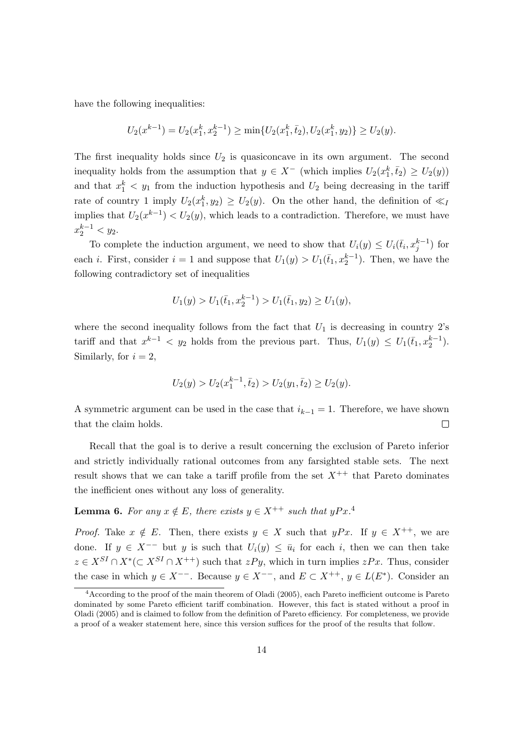have the following inequalities:

$$U_2(x^{k-1}) = U_2(x_1^k, x_2^{k-1}) \geq \min\{U_2(x_1^k, \bar{t}_2), U_2(x_1^k, y_2)\} \geq U_2(y).$$

The first inequality holds since $U_2$ is quasiconcave in its own argument. The second inequality holds from the assumption that $y \in X^-$ (which implies $U_2(x_1^k, \bar{t}_2) \geq U_2(y)$) and that $x_1^k < y_1$ from the induction hypothesis and $U_2$ being decreasing in the tariff rate of country 1 imply $U_2(x_1^k, y_2) \geq U_2(y)$. On the other hand, the definition of $\ll_I$ implies that $U_2(x^{k-1}) < U_2(y)$, which leads to a contradiction. Therefore, we must have $x_2^{k-1} < y_2$.

To complete the induction argument, we need to show that $U_i(y) \leq U_i(\bar{t}_i, x_j^{k-1})$ for each $i$. First, consider $i = 1$ and suppose that $U_1(y) > U_1(\bar{t}_1, x_2^{k-1})$. Then, we have the following contradictory set of inequalities

$$U_1(y) > U_1(\bar{t}_1, x_2^{k-1}) > U_1(\bar{t}_1, y_2) \geq U_1(y),$$

where the second inequality follows from the fact that $U_1$ is decreasing in country 2's tariff and that $x^{k-1} < y_2$ holds from the previous part. Thus, $U_1(y) \leq U_1(\bar{t}_1, x_2^{k-1})$. Similarly, for $i = 2$,

$$U_2(y) > U_2(x_1^{k-1}, \bar{t}_2) > U_2(y_1, \bar{t}_2) \geq U_2(y).$$

A symmetric argument can be used in the case that $i_{k-1} = 1$. Therefore, we have shown that the claim holds. $\square$

Recall that the goal is to derive a result concerning the exclusion of Pareto inferior and strictly individually rational outcomes from any farsighted stable sets. The next result shows that we can take a tariff profile from the set $X^{++}$ that Pareto dominates the inefficient ones without any loss of generality.

**Lemma 6.** *For any $x \notin E$, there exists $y \in X^{++}$ such that $yPx$.*[4]

*Proof.* Take $x \notin E$. Then, there exists $y \in X$ such that $yPx$. If $y \in X^{++}$, we are done. If $y \in X^{--}$ but $y$ is such that $U_i(y) \leq \bar{u}_i$ for each $i$, then we can then take $z \in X^{SI} \cap X^*(\subset X^{SI} \cap X^{++})$ such that $zPy$, which in turn implies $zPx$. Thus, consider the case in which $y \in X^{--}$. Because $y \in X^{--}$, and $E \subset X^{++}$, $y \in L(E^*)$. Consider an

[4] According to the proof of the main theorem of Oladi (2005), each Pareto inefficient outcome is Pareto dominated by some Pareto efficient tariff combination. However, this fact is stated without a proof in Oladi (2005) and is claimed to follow from the definition of Pareto efficiency. For completeness, we provide a proof of a weaker statement here, since this version suffices for the proof of the results that follow.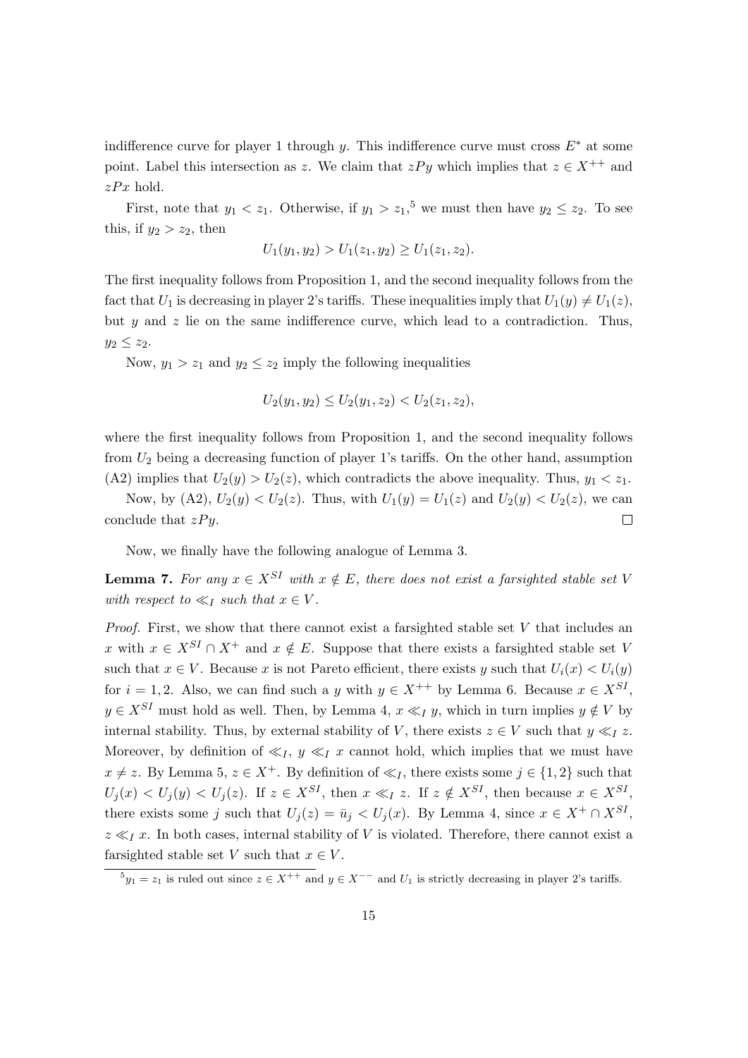indifference curve for player 1 through $y$. This indifference curve must cross $E^*$ at some point. Label this intersection as $z$. We claim that $zPy$ which implies that $z \in X^{++}$ and $zPx$ hold.

First, note that $y_1 < z_1$. Otherwise, if $y_1 > z_1$,[5] we must then have $y_2 \leq z_2$. To see this, if $y_2 > z_2$, then

$$U_1(y_1, y_2) > U_1(z_1, y_2) \geq U_1(z_1, z_2).$$

The first inequality follows from Proposition 1, and the second inequality follows from the fact that $U_1$ is decreasing in player 2's tariffs. These inequalities imply that $U_1(y) \neq U_1(z)$, but $y$ and $z$ lie on the same indifference curve, which lead to a contradiction. Thus, $y_2 \leq z_2$.

Now, $y_1 > z_1$ and $y_2 \leq z_2$ imply the following inequalities

$$U_2(y_1, y_2) \leq U_2(y_1, z_2) < U_2(z_1, z_2),$$

where the first inequality follows from Proposition 1, and the second inequality follows from $U_2$ being a decreasing function of player 1's tariffs. On the other hand, assumption (A2) implies that $U_2(y) > U_2(z)$, which contradicts the above inequality. Thus, $y_1 < z_1$.

Now, by (A2), $U_2(y) < U_2(z)$. Thus, with $U_1(y) = U_1(z)$ and $U_2(y) < U_2(z)$, we can conclude that $zPy$. $\square$

Now, we finally have the following analogue of Lemma 3.

**Lemma 7.** *For any $x \in X^{SI}$ with $x \notin E$, there does not exist a farsighted stable set $V$ with respect to $\ll_I$ such that $x \in V$.*

*Proof.* First, we show that there cannot exist a farsighted stable set $V$ that includes an $x$ with $x \in X^{SI} \cap X^+$ and $x \notin E$. Suppose that there exists a farsighted stable set $V$ such that $x \in V$. Because $x$ is not Pareto efficient, there exists $y$ such that $U_i(x) < U_i(y)$ for $i = 1, 2$. Also, we can find such a $y$ with $y \in X^{++}$ by Lemma 6. Because $x \in X^{SI}$, $y \in X^{SI}$ must hold as well. Then, by Lemma 4, $x \ll_I y$, which in turn implies $y \notin V$ by internal stability. Thus, by external stability of $V$, there exists $z \in V$ such that $y \ll_I z$. Moreover, by definition of $\ll_I$, $y \ll_I x$ cannot hold, which implies that we must have $x \neq z$. By Lemma 5, $z \in X^+$. By definition of $\ll_I$, there exists some $j \in \{1, 2\}$ such that $U_j(x) < U_j(y) < U_j(z)$. If $z \in X^{SI}$, then $x \ll_I z$. If $z \notin X^{SI}$, then because $x \in X^{SI}$, there exists some $j$ such that $U_j(z) = \bar{u}_j < U_j(x)$. By Lemma 4, since $x \in X^+ \cap X^{SI}$, $z \ll_I x$. In both cases, internal stability of $V$ is violated. Therefore, there cannot exist a farsighted stable set $V$ such that $x \in V$.

[5] $y_1 = z_1$ is ruled out since $z \in X^{++}$ and $y \in X^{--}$ and $U_1$ is strictly decreasing in player 2's tariffs.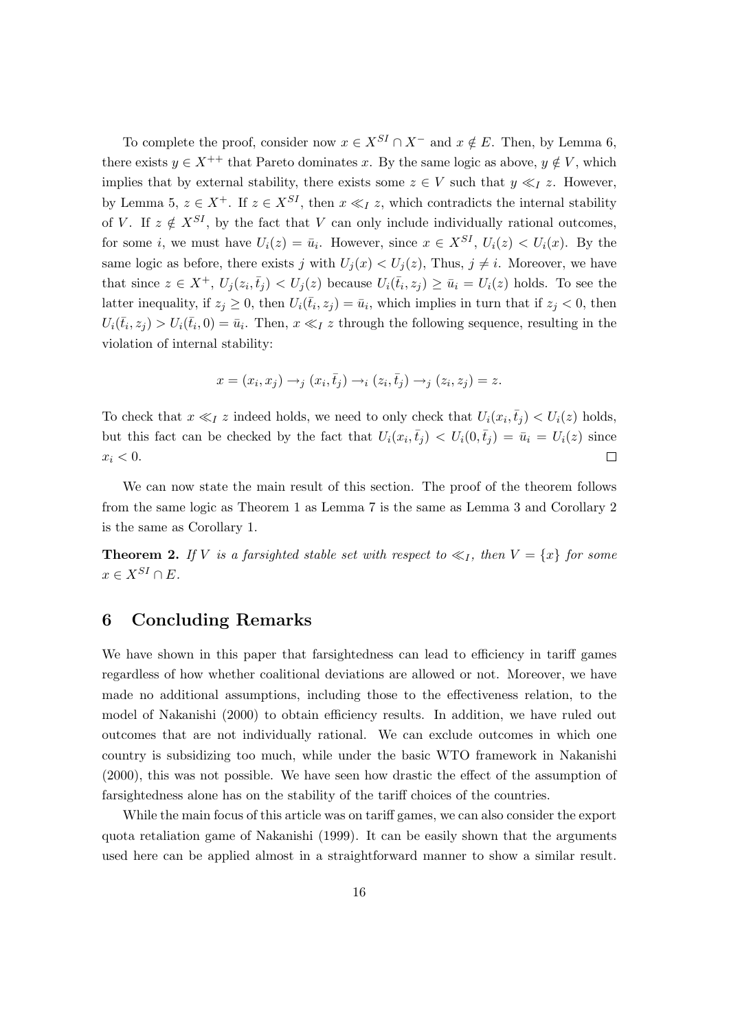To complete the proof, consider now $x \in X^{SI} \cap X^-$ and $x \notin E$. Then, by Lemma 6, there exists $y \in X^{++}$ that Pareto dominates $x$. By the same logic as above, $y \notin V$, which implies that by external stability, there exists some $z \in V$ such that $y \ll_I z$. However, by Lemma 5, $z \in X^+$. If $z \in X^{SI}$, then $x \ll_I z$, which contradicts the internal stability of $V$. If $z \notin X^{SI}$, by the fact that $V$ can only include individually rational outcomes, for some $i$, we must have $U_i(z) = \bar{u}_i$. However, since $x \in X^{SI}$, $U_i(z) < U_i(x)$. By the same logic as before, there exists $j$ with $U_j(x) < U_j(z)$, Thus, $j \neq i$. Moreover, we have that since $z \in X^+$, $U_j(z_i, \bar{t}_j) < U_j(z)$ because $U_i(\bar{t}_i, z_j) \geq \bar{u}_i = U_i(z)$ holds. To see the latter inequality, if $z_j \geq 0$, then $U_i(\bar{t}_i, z_j) = \bar{u}_i$, which implies in turn that if $z_j < 0$, then $U_i(\bar{t}_i, z_j) > U_i(\bar{t}_i, 0) = \bar{u}_i$. Then, $x \ll_I z$ through the following sequence, resulting in the violation of internal stability:

$$x = (x_i, x_j) \rightarrow_j (x_i, \bar{t}_j) \rightarrow_i (z_i, \bar{t}_j) \rightarrow_j (z_i, z_j) = z.$$

To check that $x \ll_I z$ indeed holds, we need to only check that $U_i(x_i, \bar{t}_j) < U_i(z)$ holds, but this fact can be checked by the fact that $U_i(x_i, \bar{t}_j) < U_i(0, \bar{t}_j) = \bar{u}_i = U_i(z)$ since $x_i < 0$. □

We can now state the main result of this section. The proof of the theorem follows from the same logic as Theorem 1 as Lemma 7 is the same as Lemma 3 and Corollary 2 is the same as Corollary 1.

**Theorem 2.** *If $V$ is a farsighted stable set with respect to $\ll_I$, then $V = \{x\}$ for some $x \in X^{SI} \cap E$.*

## 6 Concluding Remarks

We have shown in this paper that farsightedness can lead to efficiency in tariff games regardless of how whether coalitional deviations are allowed or not. Moreover, we have made no additional assumptions, including those to the effectiveness relation, to the model of Nakanishi (2000) to obtain efficiency results. In addition, we have ruled out outcomes that are not individually rational. We can exclude outcomes in which one country is subsidizing too much, while under the basic WTO framework in Nakanishi (2000), this was not possible. We have seen how drastic the effect of the assumption of farsightedness alone has on the stability of the tariff choices of the countries.

While the main focus of this article was on tariff games, we can also consider the export quota retaliation game of Nakanishi (1999). It can be easily shown that the arguments used here can be applied almost in a straightforward manner to show a similar result.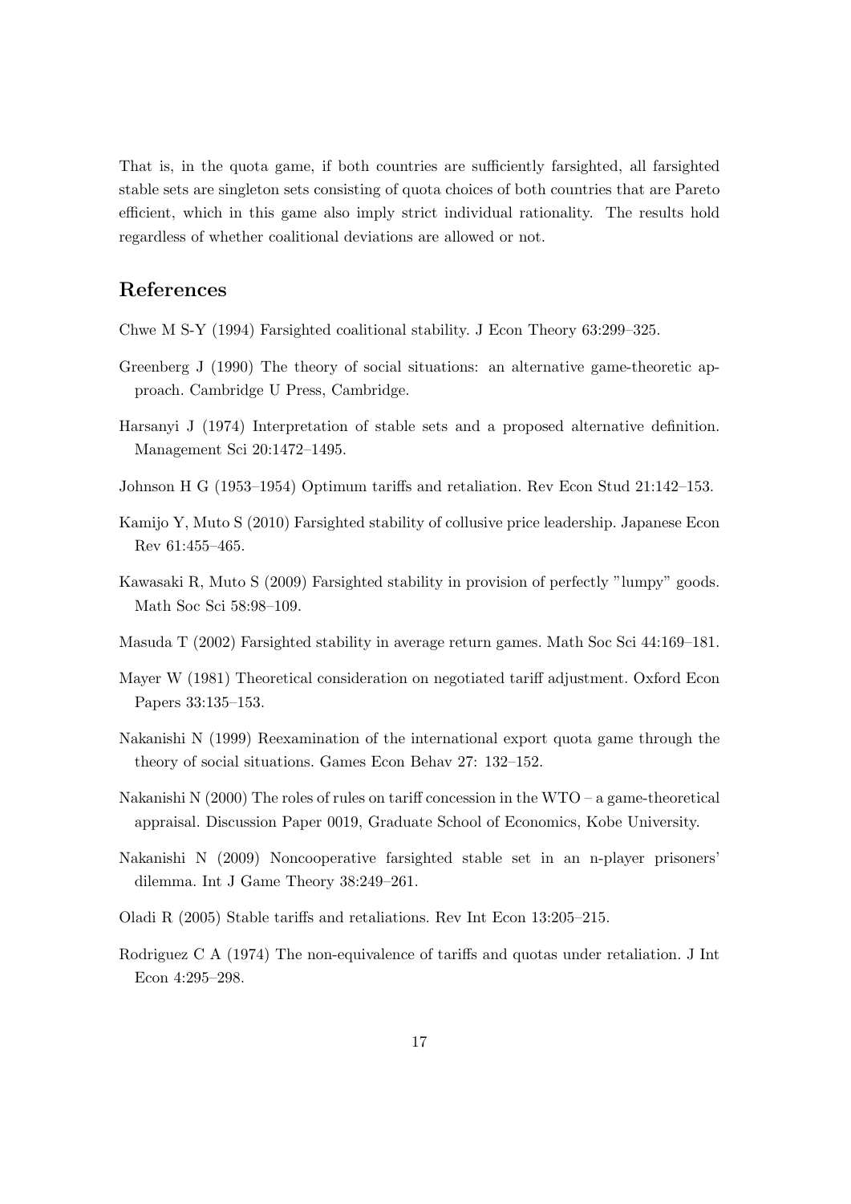That is, in the quota game, if both countries are sufficiently farsighted, all farsighted stable sets are singleton sets consisting of quota choices of both countries that are Pareto efficient, which in this game also imply strict individual rationality. The results hold regardless of whether coalitional deviations are allowed or not.

## References

Chwe M S-Y (1994) Farsighted coalitional stability. J Econ Theory 63:299–325.

Greenberg J (1990) The theory of social situations: an alternative game-theoretic approach. Cambridge U Press, Cambridge.

Harsanyi J (1974) Interpretation of stable sets and a proposed alternative definition. Management Sci 20:1472–1495.

Johnson H G (1953–1954) Optimum tariffs and retaliation. Rev Econ Stud 21:142–153.

Kamijo Y, Muto S (2010) Farsighted stability of collusive price leadership. Japanese Econ Rev 61:455–465.

Kawasaki R, Muto S (2009) Farsighted stability in provision of perfectly "lumpy" goods. Math Soc Sci 58:98–109.

Masuda T (2002) Farsighted stability in average return games. Math Soc Sci 44:169–181.

Mayer W (1981) Theoretical consideration on negotiated tariff adjustment. Oxford Econ Papers 33:135–153.

Nakanishi N (1999) Reexamination of the international export quota game through the theory of social situations. Games Econ Behav 27: 132–152.

Nakanishi N (2000) The roles of rules on tariff concession in the WTO – a game-theoretical appraisal. Discussion Paper 0019, Graduate School of Economics, Kobe University.

Nakanishi N (2009) Noncooperative farsighted stable set in an n-player prisoners' dilemma. Int J Game Theory 38:249–261.

Oladi R (2005) Stable tariffs and retaliations. Rev Int Econ 13:205–215.

Rodriguez C A (1974) The non-equivalence of tariffs and quotas under retaliation. J Int Econ 4:295–298.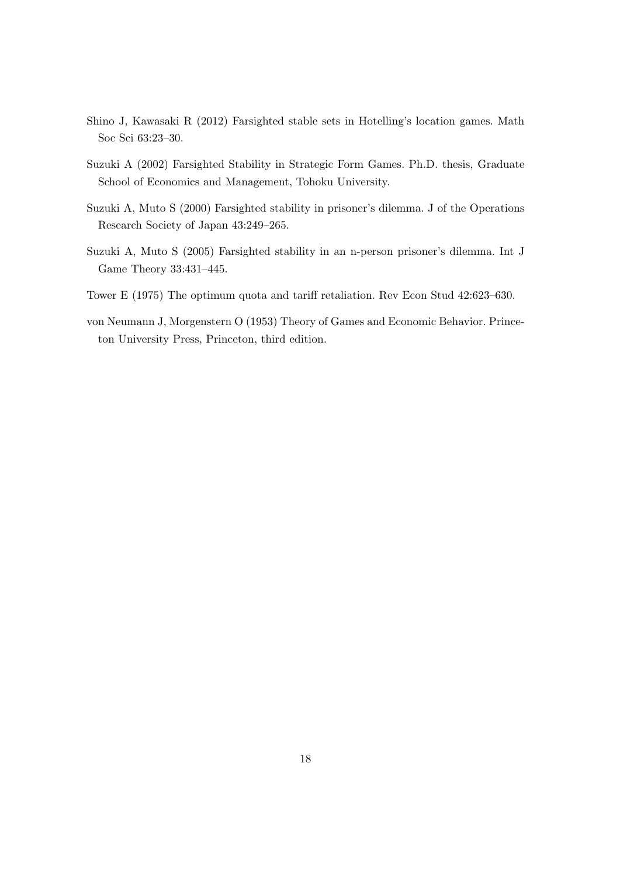Shino J, Kawasaki R (2012) Farsighted stable sets in Hotelling's location games. Math Soc Sci 63:23–30.

Suzuki A (2002) Farsighted Stability in Strategic Form Games. Ph.D. thesis, Graduate School of Economics and Management, Tohoku University.

Suzuki A, Muto S (2000) Farsighted stability in prisoner's dilemma. J of the Operations Research Society of Japan 43:249–265.

Suzuki A, Muto S (2005) Farsighted stability in an n-person prisoner's dilemma. Int J Game Theory 33:431–445.

Tower E (1975) The optimum quota and tariff retaliation. Rev Econ Stud 42:623–630.

von Neumann J, Morgenstern O (1953) Theory of Games and Economic Behavior. Princeton University Press, Princeton, third edition.